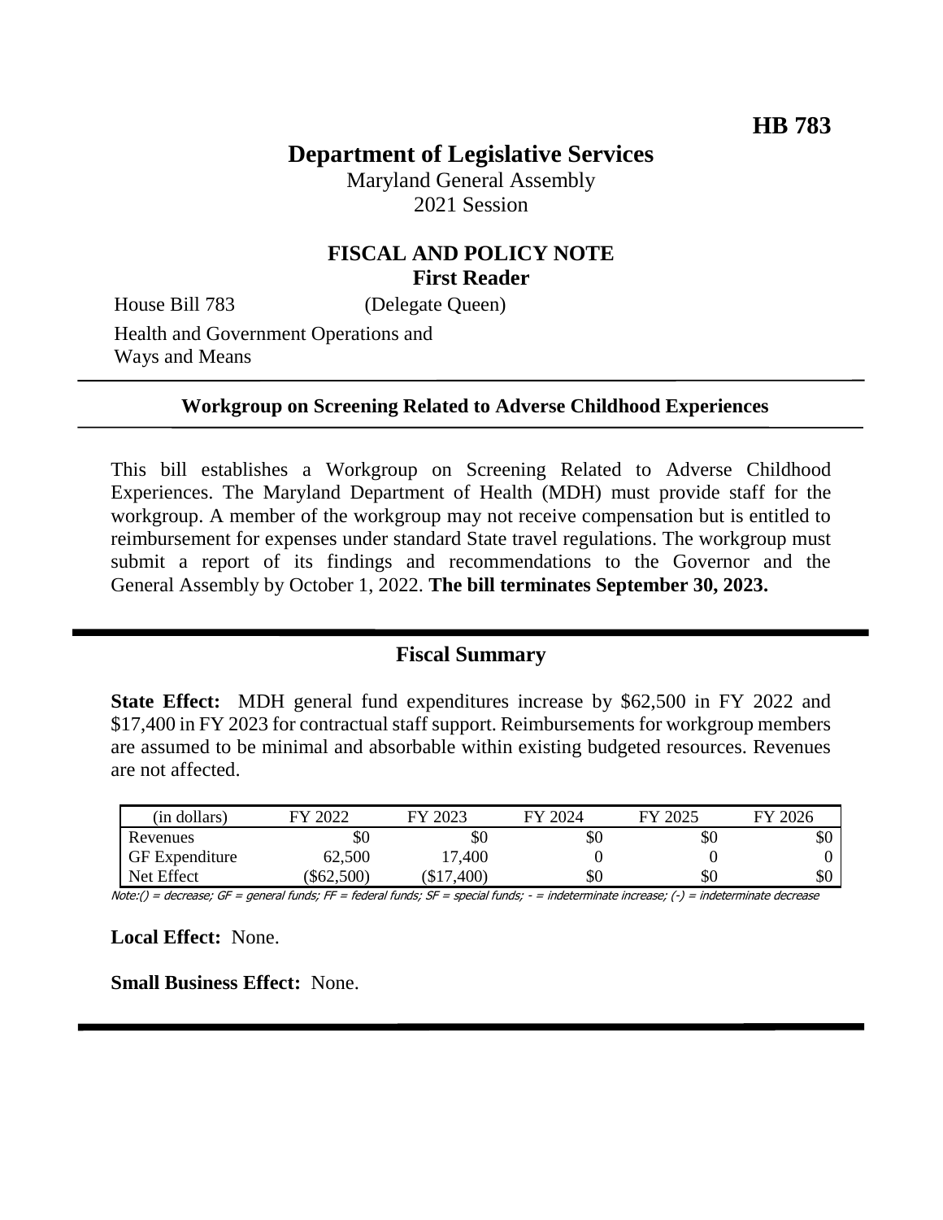**HB 783**

# Department of Legislative Services

Maryland General Assembly
2021 Session

## FISCAL AND POLICY NOTE
### First Reader

House Bill 783 (Delegate Queen)

Health and Government Operations and Ways and Means

---

**Workgroup on Screening Related to Adverse Childhood Experiences**

---

This bill establishes a Workgroup on Screening Related to Adverse Childhood Experiences. The Maryland Department of Health (MDH) must provide staff for the workgroup. A member of the workgroup may not receive compensation but is entitled to reimbursement for expenses under standard State travel regulations. The workgroup must submit a report of its findings and recommendations to the Governor and the General Assembly by October 1, 2022. **The bill terminates September 30, 2023.**

---

## Fiscal Summary

**State Effect:** MDH general fund expenditures increase by $62,500 in FY 2022 and $17,400 in FY 2023 for contractual staff support. Reimbursements for workgroup members are assumed to be minimal and absorbable within existing budgeted resources. Revenues are not affected.

| (in dollars) | FY 2022 | FY 2023 | FY 2024 | FY 2025 | FY 2026 |
|---|---|---|---|---|---|
| Revenues | $0 | $0 | $0 | $0 | $0 |
| GF Expenditure | 62,500 | 17,400 | 0 | 0 | 0 |
| Net Effect | ($62,500) | ($17,400) | $0 | $0 | $0 |

Note:() = decrease; GF = general funds; FF = federal funds; SF = special funds; - = indeterminate increase; (-) = indeterminate decrease

**Local Effect:** None.

**Small Business Effect:** None.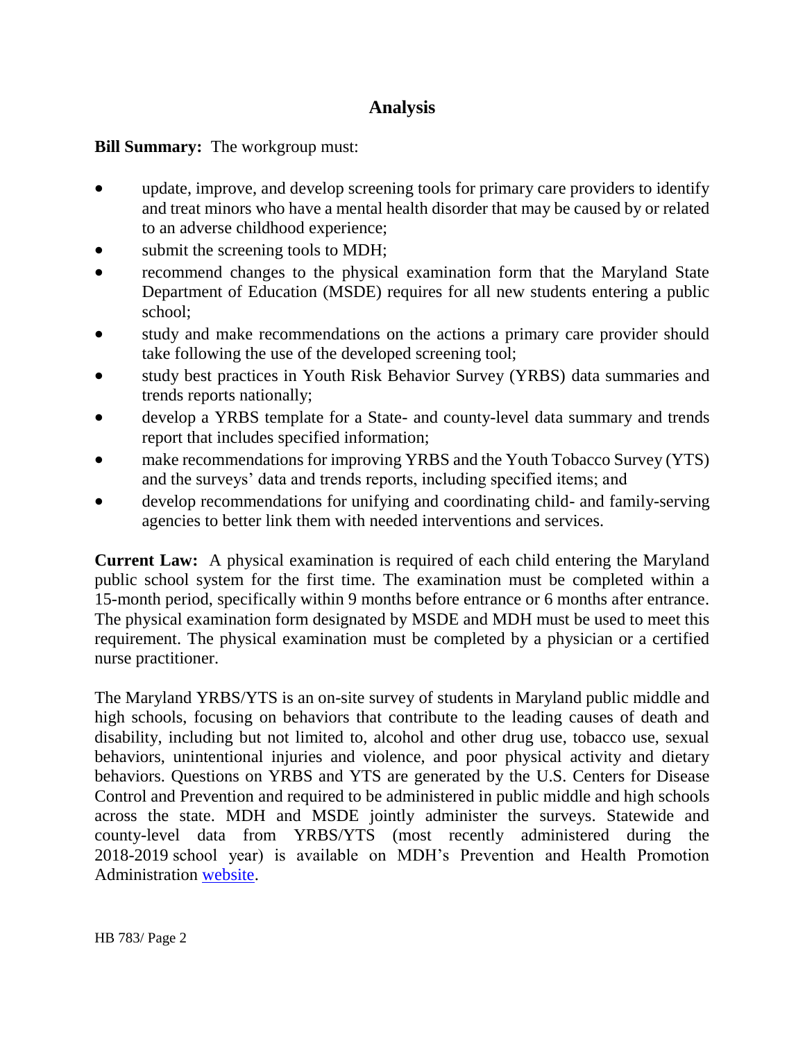## Analysis

**Bill Summary:** The workgroup must:

- update, improve, and develop screening tools for primary care providers to identify and treat minors who have a mental health disorder that may be caused by or related to an adverse childhood experience;
- submit the screening tools to MDH;
- recommend changes to the physical examination form that the Maryland State Department of Education (MSDE) requires for all new students entering a public school;
- study and make recommendations on the actions a primary care provider should take following the use of the developed screening tool;
- study best practices in Youth Risk Behavior Survey (YRBS) data summaries and trends reports nationally;
- develop a YRBS template for a State- and county-level data summary and trends report that includes specified information;
- make recommendations for improving YRBS and the Youth Tobacco Survey (YTS) and the surveys' data and trends reports, including specified items; and
- develop recommendations for unifying and coordinating child- and family-serving agencies to better link them with needed interventions and services.

**Current Law:** A physical examination is required of each child entering the Maryland public school system for the first time. The examination must be completed within a 15-month period, specifically within 9 months before entrance or 6 months after entrance. The physical examination form designated by MSDE and MDH must be used to meet this requirement. The physical examination must be completed by a physician or a certified nurse practitioner.

The Maryland YRBS/YTS is an on-site survey of students in Maryland public middle and high schools, focusing on behaviors that contribute to the leading causes of death and disability, including but not limited to, alcohol and other drug use, tobacco use, sexual behaviors, unintentional injuries and violence, and poor physical activity and dietary behaviors. Questions on YRBS and YTS are generated by the U.S. Centers for Disease Control and Prevention and required to be administered in public middle and high schools across the state. MDH and MSDE jointly administer the surveys. Statewide and county-level data from YRBS/YTS (most recently administered during the 2018-2019 school year) is available on MDH's Prevention and Health Promotion Administration website.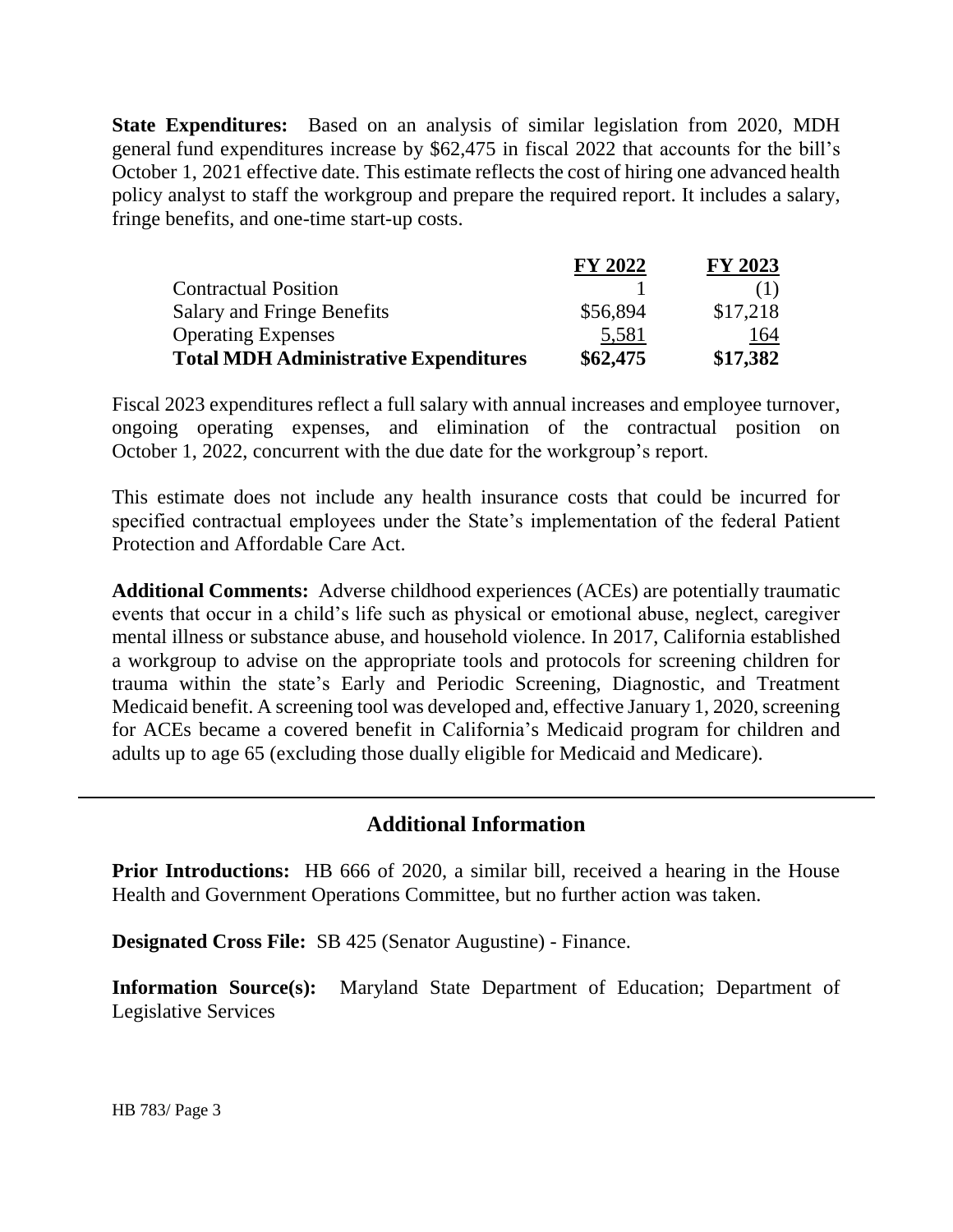**State Expenditures:** Based on an analysis of similar legislation from 2020, MDH general fund expenditures increase by $62,475 in fiscal 2022 that accounts for the bill's October 1, 2021 effective date. This estimate reflects the cost of hiring one advanced health policy analyst to staff the workgroup and prepare the required report. It includes a salary, fringe benefits, and one-time start-up costs.

| | FY 2022 | FY 2023 |
|---|---|---|
| Contractual Position | 1 | (1) |
| Salary and Fringe Benefits | $56,894 | $17,218 |
| Operating Expenses | 5,581 | 164 |
| **Total MDH Administrative Expenditures** | **$62,475** | **$17,382** |

Fiscal 2023 expenditures reflect a full salary with annual increases and employee turnover, ongoing operating expenses, and elimination of the contractual position on October 1, 2022, concurrent with the due date for the workgroup's report.

This estimate does not include any health insurance costs that could be incurred for specified contractual employees under the State's implementation of the federal Patient Protection and Affordable Care Act.

**Additional Comments:** Adverse childhood experiences (ACEs) are potentially traumatic events that occur in a child's life such as physical or emotional abuse, neglect, caregiver mental illness or substance abuse, and household violence. In 2017, California established a workgroup to advise on the appropriate tools and protocols for screening children for trauma within the state's Early and Periodic Screening, Diagnostic, and Treatment Medicaid benefit. A screening tool was developed and, effective January 1, 2020, screening for ACEs became a covered benefit in California's Medicaid program for children and adults up to age 65 (excluding those dually eligible for Medicaid and Medicare).

## Additional Information

**Prior Introductions:** HB 666 of 2020, a similar bill, received a hearing in the House Health and Government Operations Committee, but no further action was taken.

**Designated Cross File:** SB 425 (Senator Augustine) - Finance.

**Information Source(s):** Maryland State Department of Education; Department of Legislative Services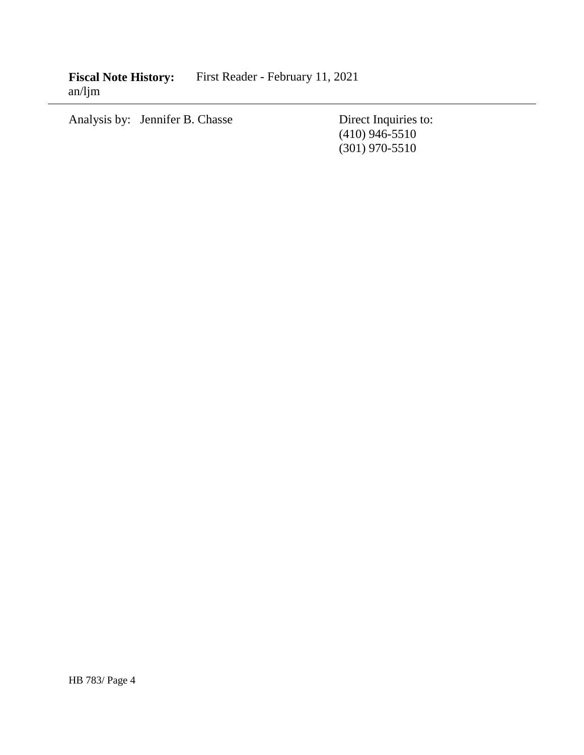**Fiscal Note History:** First Reader - February 11, 2021
an/ljm

---

Analysis by: Jennifer B. Chasse

Direct Inquiries to:
(410) 946-5510
(301) 970-5510